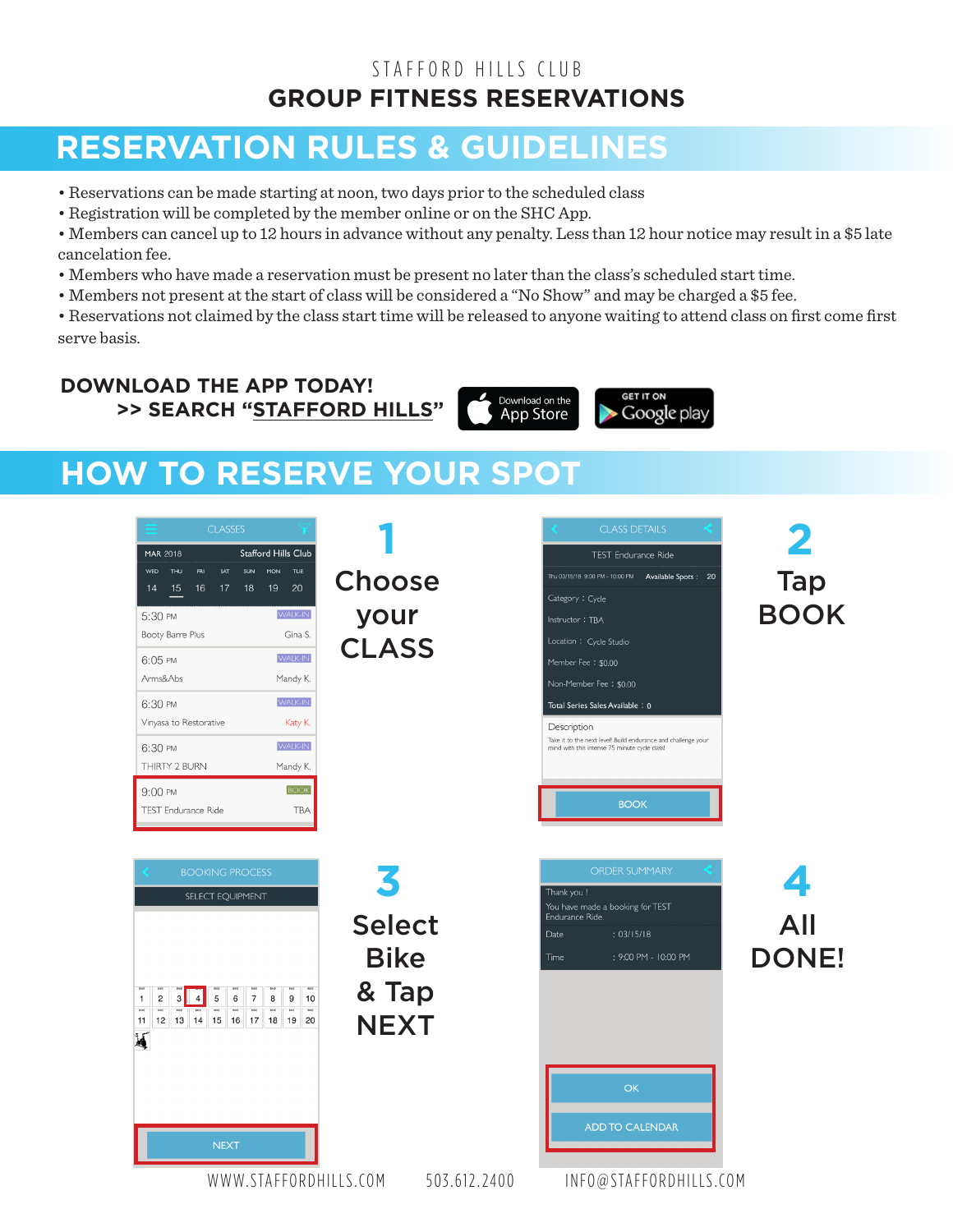STAFFORD HILLS CLUB

# GROUP FITNESS RESERVATIONS

## RESERVATION RULES & GUIDELINES

- Reservations can be made starting at noon, two days prior to the scheduled class
- Registration will be completed by the member online or on the SHC App.
- Members can cancel up to 12 hours in advance without any penalty. Less than 12 hour notice may result in a $5 late cancelation fee.
- Members who have made a reservation must be present no later than the class's scheduled start time.
- Members not present at the start of class will be considered a "No Show" and may be charged a $5 fee.
- Reservations not claimed by the class start time will be released to anyone waiting to attend class on first come first serve basis.

**DOWNLOAD THE APP TODAY!**
**>> SEARCH "STAFFORD HILLS"**

Download on the App Store | GET IT ON Google play

## HOW TO RESERVE YOUR SPOT

**1** Choose your CLASS

**2** Tap BOOK

**3** Select Bike & Tap NEXT

**4** All DONE!

WWW.STAFFORDHILLS.COM 503.612.2400 INFO@STAFFORDHILLS.COM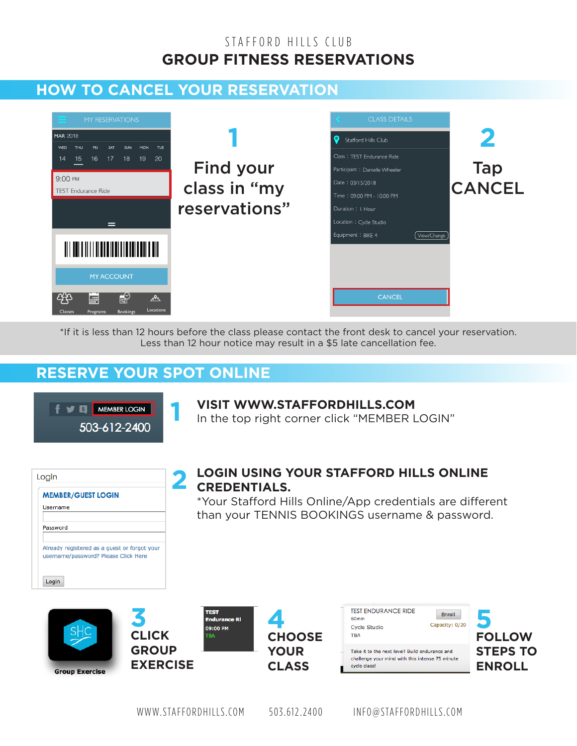STAFFORD HILLS CLUB

# GROUP FITNESS RESERVATIONS

## HOW TO CANCEL YOUR RESERVATION

**1** Find your class in "my reservations"

**2** Tap CANCEL

*If it is less than 12 hours before the class please contact the front desk to cancel your reservation. Less than 12 hour notice may result in a $5 late cancellation fee.

## RESERVE YOUR SPOT ONLINE

**1** **VISIT WWW.STAFFORDHILLS.COM**
In the top right corner click "MEMBER LOGIN"

**2** **LOGIN USING YOUR STAFFORD HILLS ONLINE CREDENTIALS.**
*Your Stafford Hills Online/App credentials are different than your TENNIS BOOKINGS username & password.

**3** **CLICK GROUP EXERCISE**

**4** **CHOOSE YOUR CLASS**

**5** **FOLLOW STEPS TO ENROLL**

WWW.STAFFORDHILLS.COM 503.612.2400 INFO@STAFFORDHILLS.COM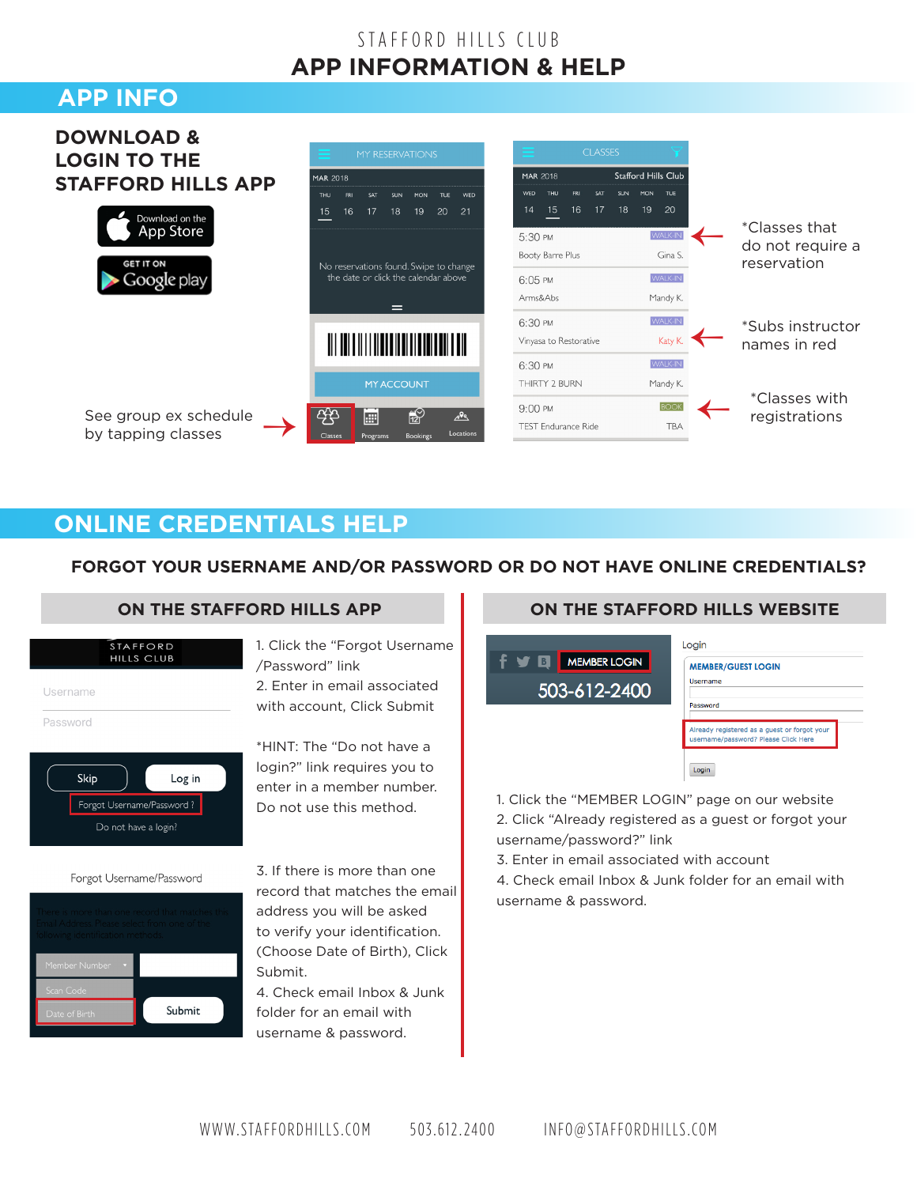# STAFFORD HILLS CLUB

# APP INFORMATION & HELP

## APP INFO

### DOWNLOAD & LOGIN TO THE STAFFORD HILLS APP

Download on the App Store

GET IT ON Google play

See group ex schedule by tapping classes

*Classes that do not require a reservation

*Subs instructor names in red

*Classes with registrations

## ONLINE CREDENTIALS HELP

### FORGOT YOUR USERNAME AND/OR PASSWORD OR DO NOT HAVE ONLINE CREDENTIALS?

### ON THE STAFFORD HILLS APP

1. Click the "Forgot Username /Password" link
2. Enter in email associated with account, Click Submit

*HINT: The "Do not have a login?" link requires you to enter in a member number. Do not use this method.

3. If there is more than one record that matches the email address you will be asked to verify your identification. (Choose Date of Birth), Click Submit.
4. Check email Inbox & Junk folder for an email with username & password.

### ON THE STAFFORD HILLS WEBSITE

1. Click the "MEMBER LOGIN" page on our website
2. Click "Already registered as a guest or forgot your username/password?" link
3. Enter in email associated with account
4. Check email Inbox & Junk folder for an email with username & password.

WWW.STAFFORDHILLS.COM 503.612.2400 INFO@STAFFORDHILLS.COM